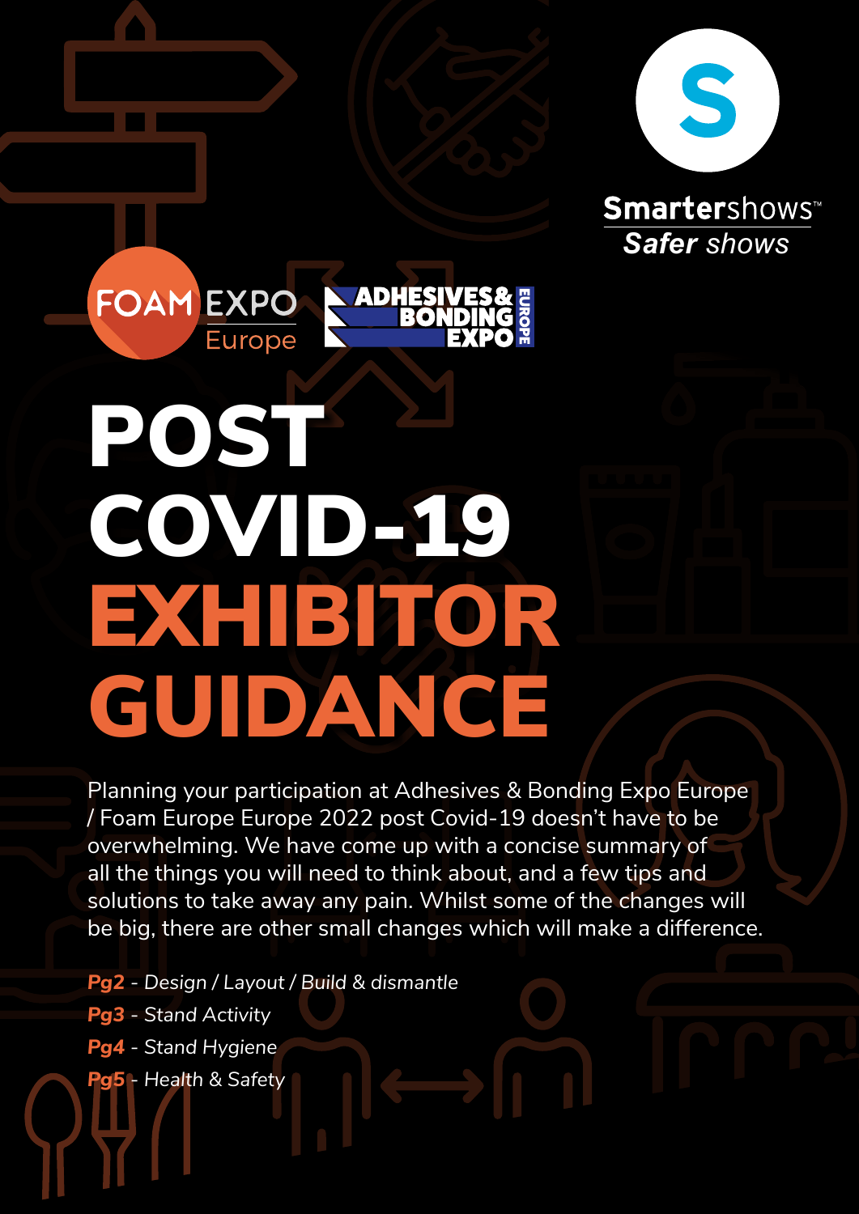Smartershows™
*Safer shows*

FOAM EXPO Europe

ADHESIVES & BONDING EXPO EUROPE

# POST COVID-19 EXHIBITOR GUIDANCE

Planning your participation at Adhesives & Bonding Expo Europe / Foam Europe Europe 2022 post Covid-19 doesn't have to be overwhelming. We have come up with a concise summary of all the things you will need to think about, and a few tips and solutions to take away any pain. Whilst some of the changes will be big, there are other small changes which will make a difference.

***Pg2*** - *Design / Layout / Build & dismantle*
***Pg3*** - *Stand Activity*
***Pg4*** - *Stand Hygiene*
***Pg5*** - *Health & Safety*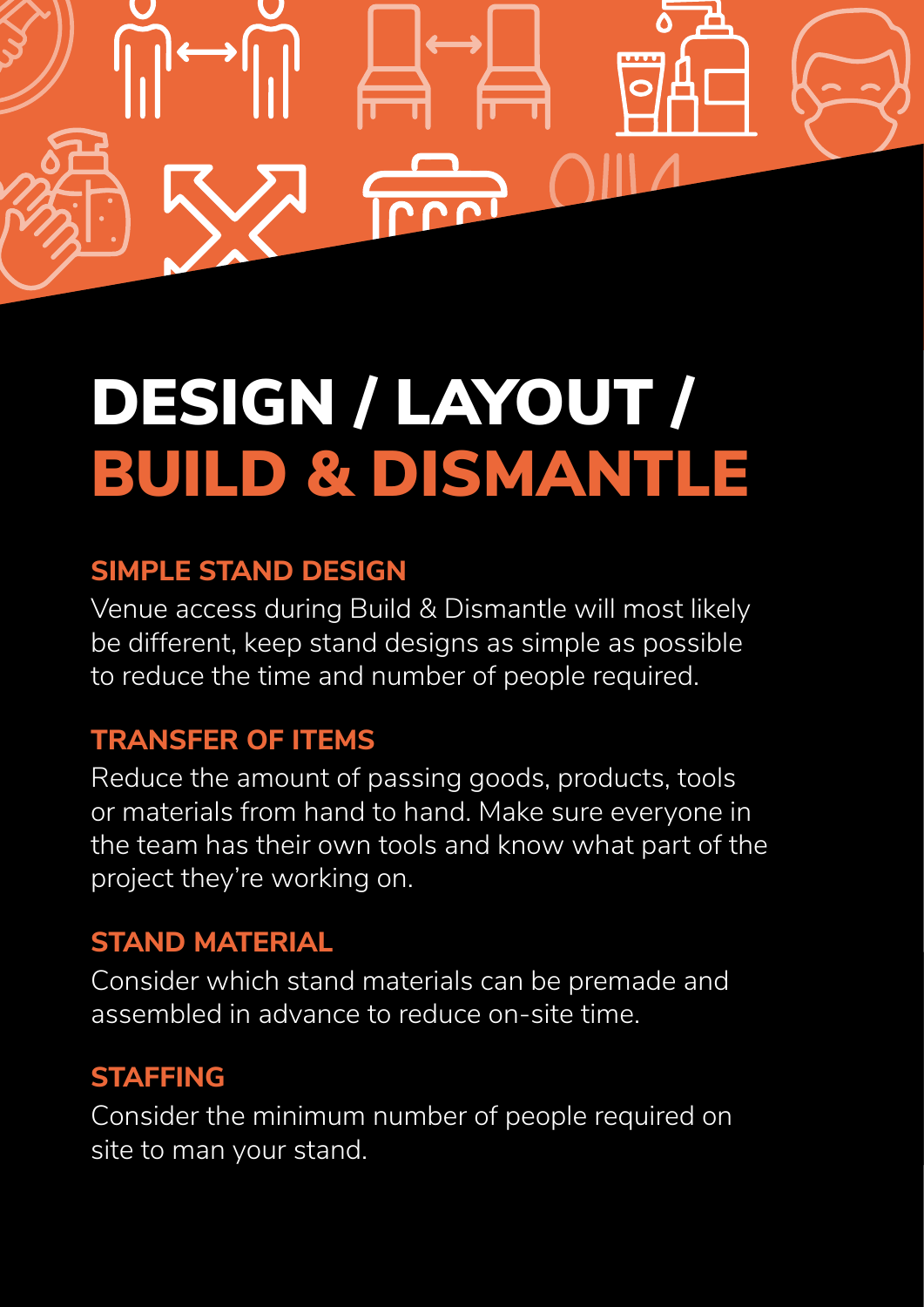# DESIGN / LAYOUT / BUILD & DISMANTLE

## SIMPLE STAND DESIGN

Venue access during Build & Dismantle will most likely be different, keep stand designs as simple as possible to reduce the time and number of people required.

## TRANSFER OF ITEMS

Reduce the amount of passing goods, products, tools or materials from hand to hand. Make sure everyone in the team has their own tools and know what part of the project they're working on.

## STAND MATERIAL

Consider which stand materials can be premade and assembled in advance to reduce on-site time.

## STAFFING

Consider the minimum number of people required on site to man your stand.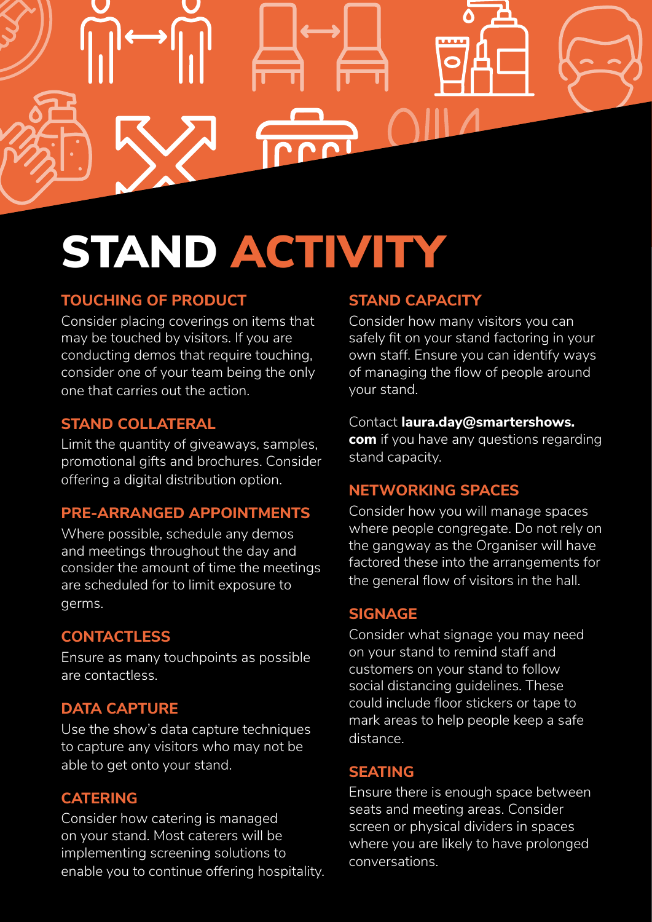# STAND ACTIVITY

## TOUCHING OF PRODUCT

Consider placing coverings on items that may be touched by visitors. If you are conducting demos that require touching, consider one of your team being the only one that carries out the action.

## STAND COLLATERAL

Limit the quantity of giveaways, samples, promotional gifts and brochures. Consider offering a digital distribution option.

## PRE-ARRANGED APPOINTMENTS

Where possible, schedule any demos and meetings throughout the day and consider the amount of time the meetings are scheduled for to limit exposure to germs.

## CONTACTLESS

Ensure as many touchpoints as possible are contactless.

## DATA CAPTURE

Use the show's data capture techniques to capture any visitors who may not be able to get onto your stand.

## CATERING

Consider how catering is managed on your stand. Most caterers will be implementing screening solutions to enable you to continue offering hospitality.

## STAND CAPACITY

Consider how many visitors you can safely fit on your stand factoring in your own staff. Ensure you can identify ways of managing the flow of people around your stand.

Contact **laura.day@smartershows.com** if you have any questions regarding stand capacity.

## NETWORKING SPACES

Consider how you will manage spaces where people congregate. Do not rely on the gangway as the Organiser will have factored these into the arrangements for the general flow of visitors in the hall.

## SIGNAGE

Consider what signage you may need on your stand to remind staff and customers on your stand to follow social distancing guidelines. These could include floor stickers or tape to mark areas to help people keep a safe distance.

## SEATING

Ensure there is enough space between seats and meeting areas. Consider screen or physical dividers in spaces where you are likely to have prolonged conversations.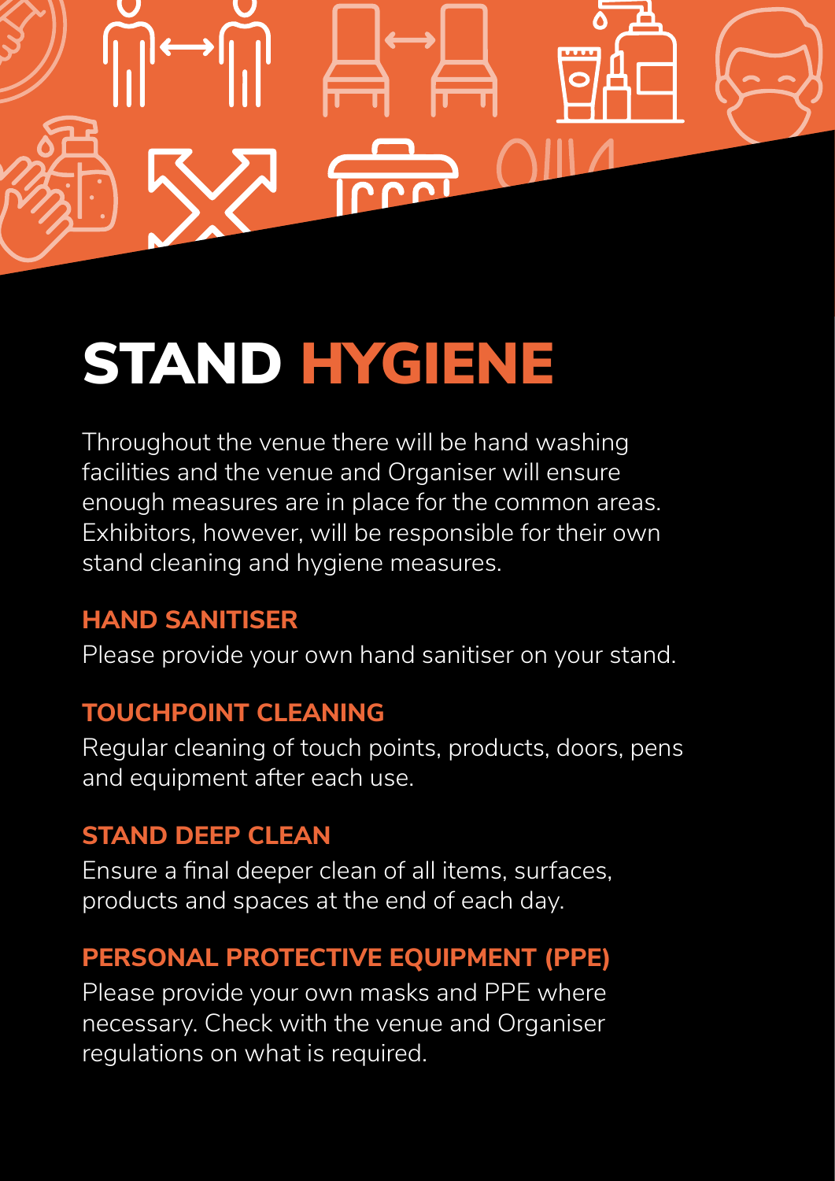# STAND HYGIENE

Throughout the venue there will be hand washing facilities and the venue and Organiser will ensure enough measures are in place for the common areas. Exhibitors, however, will be responsible for their own stand cleaning and hygiene measures.

## HAND SANITISER

Please provide your own hand sanitiser on your stand.

## TOUCHPOINT CLEANING

Regular cleaning of touch points, products, doors, pens and equipment after each use.

## STAND DEEP CLEAN

Ensure a final deeper clean of all items, surfaces, products and spaces at the end of each day.

## PERSONAL PROTECTIVE EQUIPMENT (PPE)

Please provide your own masks and PPE where necessary. Check with the venue and Organiser regulations on what is required.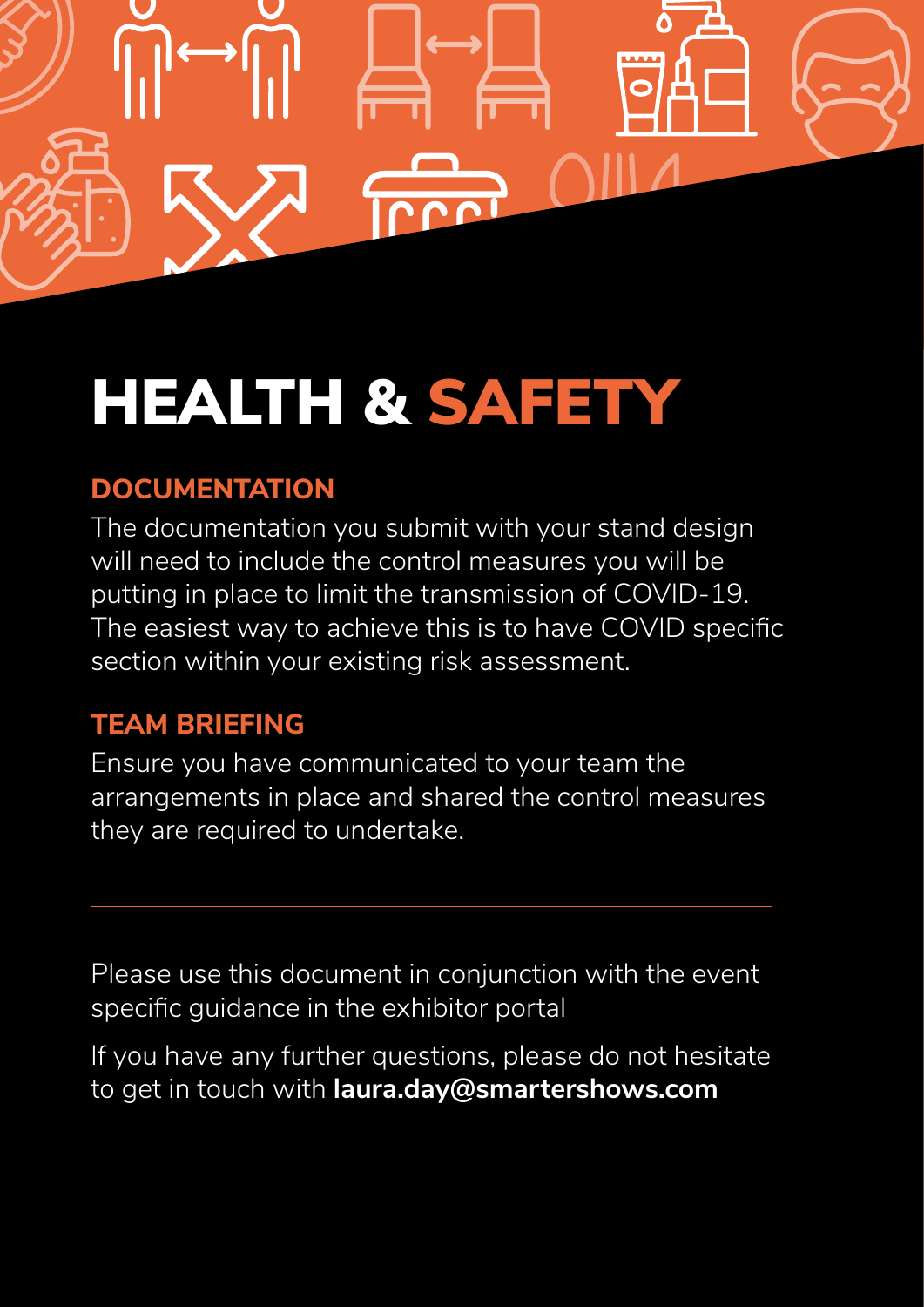# HEALTH & SAFETY

## DOCUMENTATION

The documentation you submit with your stand design will need to include the control measures you will be putting in place to limit the transmission of COVID-19. The easiest way to achieve this is to have COVID specific section within your existing risk assessment.

## TEAM BRIEFING

Ensure you have communicated to your team the arrangements in place and shared the control measures they are required to undertake.

---

Please use this document in conjunction with the event specific guidance in the exhibitor portal

If you have any further questions, please do not hesitate to get in touch with **laura.day@smartershows.com**